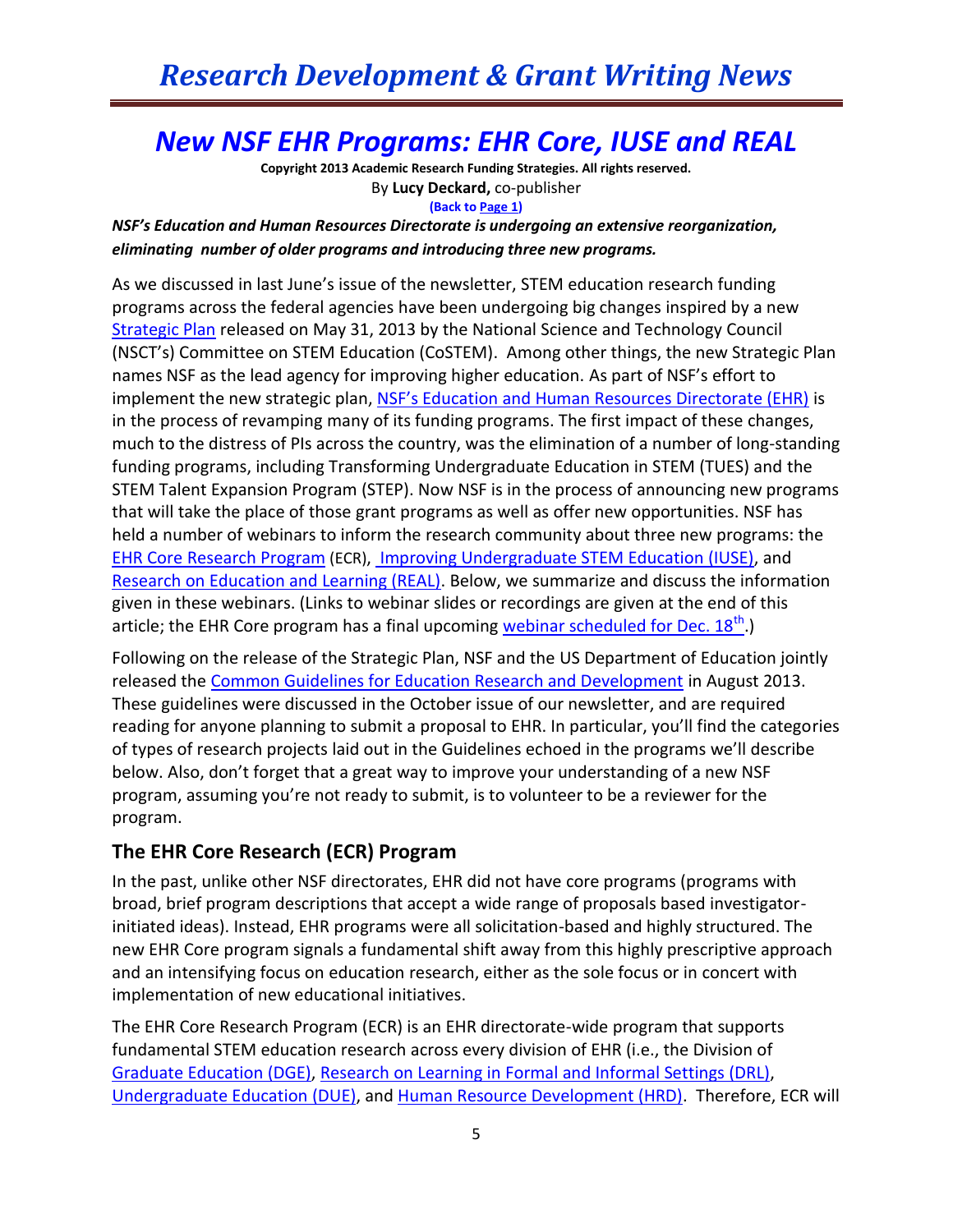# New NSF EHR Programs: EHR Core, IUSE and REAL

**Copyright 2013 Academic Research Funding Strategies. All rights reserved.**

By **Lucy Deckard,** co-publisher

**(Back to Page 1)**

***NSF's Education and Human Resources Directorate is undergoing an extensive reorganization, eliminating number of older programs and introducing three new programs.***

As we discussed in last June's issue of the newsletter, STEM education research funding programs across the federal agencies have been undergoing big changes inspired by a new Strategic Plan released on May 31, 2013 by the National Science and Technology Council (NSCT's) Committee on STEM Education (CoSTEM). Among other things, the new Strategic Plan names NSF as the lead agency for improving higher education. As part of NSF's effort to implement the new strategic plan, NSF's Education and Human Resources Directorate (EHR) is in the process of revamping many of its funding programs. The first impact of these changes, much to the distress of PIs across the country, was the elimination of a number of long-standing funding programs, including Transforming Undergraduate Education in STEM (TUES) and the STEM Talent Expansion Program (STEP). Now NSF is in the process of announcing new programs that will take the place of those grant programs as well as offer new opportunities. NSF has held a number of webinars to inform the research community about three new programs: the EHR Core Research Program (ECR), Improving Undergraduate STEM Education (IUSE), and Research on Education and Learning (REAL). Below, we summarize and discuss the information given in these webinars. (Links to webinar slides or recordings are given at the end of this article; the EHR Core program has a final upcoming webinar scheduled for Dec. 18th.)

Following on the release of the Strategic Plan, NSF and the US Department of Education jointly released the Common Guidelines for Education Research and Development in August 2013. These guidelines were discussed in the October issue of our newsletter, and are required reading for anyone planning to submit a proposal to EHR. In particular, you'll find the categories of types of research projects laid out in the Guidelines echoed in the programs we'll describe below. Also, don't forget that a great way to improve your understanding of a new NSF program, assuming you're not ready to submit, is to volunteer to be a reviewer for the program.

## The EHR Core Research (ECR) Program

In the past, unlike other NSF directorates, EHR did not have core programs (programs with broad, brief program descriptions that accept a wide range of proposals based investigator-initiated ideas). Instead, EHR programs were all solicitation-based and highly structured. The new EHR Core program signals a fundamental shift away from this highly prescriptive approach and an intensifying focus on education research, either as the sole focus or in concert with implementation of new educational initiatives.

The EHR Core Research Program (ECR) is an EHR directorate-wide program that supports fundamental STEM education research across every division of EHR (i.e., the Division of Graduate Education (DGE), Research on Learning in Formal and Informal Settings (DRL), Undergraduate Education (DUE), and Human Resource Development (HRD). Therefore, ECR will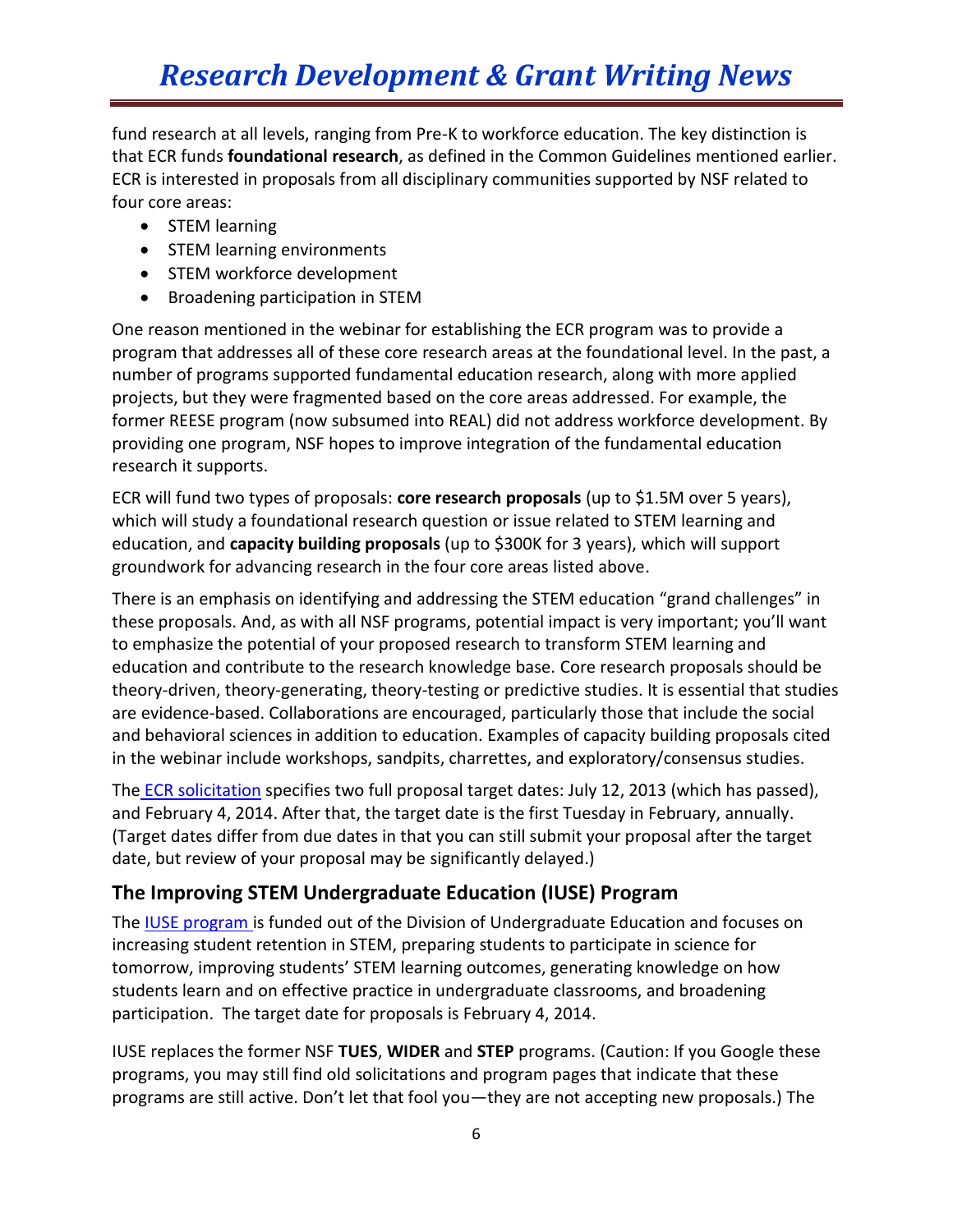fund research at all levels, ranging from Pre-K to workforce education. The key distinction is that ECR funds **foundational research**, as defined in the Common Guidelines mentioned earlier. ECR is interested in proposals from all disciplinary communities supported by NSF related to four core areas:

- STEM learning
- STEM learning environments
- STEM workforce development
- Broadening participation in STEM

One reason mentioned in the webinar for establishing the ECR program was to provide a program that addresses all of these core research areas at the foundational level. In the past, a number of programs supported fundamental education research, along with more applied projects, but they were fragmented based on the core areas addressed. For example, the former REESE program (now subsumed into REAL) did not address workforce development. By providing one program, NSF hopes to improve integration of the fundamental education research it supports.

ECR will fund two types of proposals: **core research proposals** (up to $1.5M over 5 years), which will study a foundational research question or issue related to STEM learning and education, and **capacity building proposals** (up to $300K for 3 years), which will support groundwork for advancing research in the four core areas listed above.

There is an emphasis on identifying and addressing the STEM education "grand challenges" in these proposals. And, as with all NSF programs, potential impact is very important; you'll want to emphasize the potential of your proposed research to transform STEM learning and education and contribute to the research knowledge base. Core research proposals should be theory-driven, theory-generating, theory-testing or predictive studies. It is essential that studies are evidence-based. Collaborations are encouraged, particularly those that include the social and behavioral sciences in addition to education. Examples of capacity building proposals cited in the webinar include workshops, sandpits, charrettes, and exploratory/consensus studies.

The ECR solicitation specifies two full proposal target dates: July 12, 2013 (which has passed), and February 4, 2014. After that, the target date is the first Tuesday in February, annually. (Target dates differ from due dates in that you can still submit your proposal after the target date, but review of your proposal may be significantly delayed.)

## The Improving STEM Undergraduate Education (IUSE) Program

The IUSE program is funded out of the Division of Undergraduate Education and focuses on increasing student retention in STEM, preparing students to participate in science for tomorrow, improving students' STEM learning outcomes, generating knowledge on how students learn and on effective practice in undergraduate classrooms, and broadening participation. The target date for proposals is February 4, 2014.

IUSE replaces the former NSF **TUES**, **WIDER** and **STEP** programs. (Caution: If you Google these programs, you may still find old solicitations and program pages that indicate that these programs are still active. Don't let that fool you—they are not accepting new proposals.) The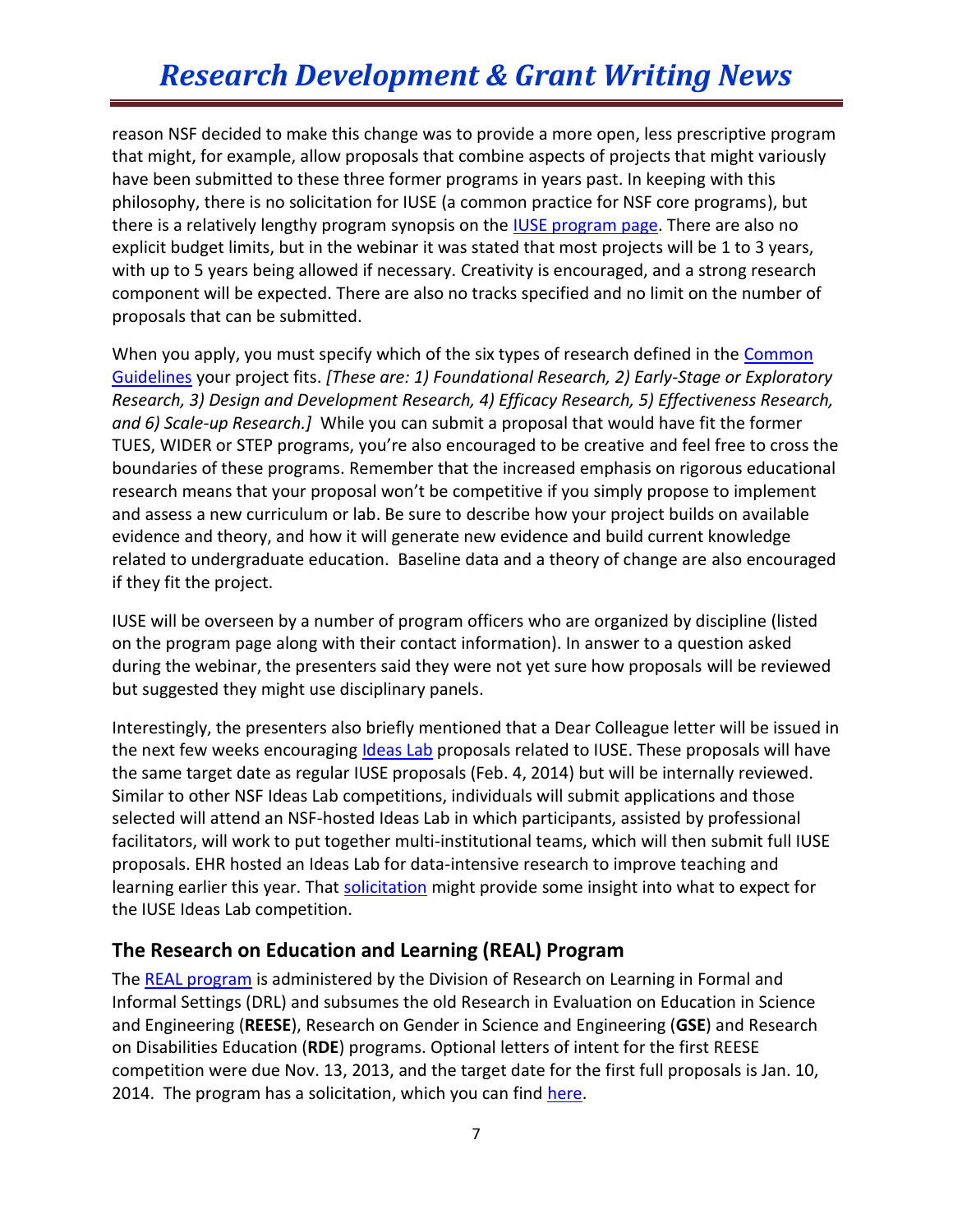reason NSF decided to make this change was to provide a more open, less prescriptive program that might, for example, allow proposals that combine aspects of projects that might variously have been submitted to these three former programs in years past. In keeping with this philosophy, there is no solicitation for IUSE (a common practice for NSF core programs), but there is a relatively lengthy program synopsis on the IUSE program page. There are also no explicit budget limits, but in the webinar it was stated that most projects will be 1 to 3 years, with up to 5 years being allowed if necessary. Creativity is encouraged, and a strong research component will be expected. There are also no tracks specified and no limit on the number of proposals that can be submitted.

When you apply, you must specify which of the six types of research defined in the Common Guidelines your project fits. *[These are: 1) Foundational Research, 2) Early-Stage or Exploratory Research, 3) Design and Development Research, 4) Efficacy Research, 5) Effectiveness Research, and 6) Scale-up Research.]* While you can submit a proposal that would have fit the former TUES, WIDER or STEP programs, you're also encouraged to be creative and feel free to cross the boundaries of these programs. Remember that the increased emphasis on rigorous educational research means that your proposal won't be competitive if you simply propose to implement and assess a new curriculum or lab. Be sure to describe how your project builds on available evidence and theory, and how it will generate new evidence and build current knowledge related to undergraduate education. Baseline data and a theory of change are also encouraged if they fit the project.

IUSE will be overseen by a number of program officers who are organized by discipline (listed on the program page along with their contact information). In answer to a question asked during the webinar, the presenters said they were not yet sure how proposals will be reviewed but suggested they might use disciplinary panels.

Interestingly, the presenters also briefly mentioned that a Dear Colleague letter will be issued in the next few weeks encouraging Ideas Lab proposals related to IUSE. These proposals will have the same target date as regular IUSE proposals (Feb. 4, 2014) but will be internally reviewed. Similar to other NSF Ideas Lab competitions, individuals will submit applications and those selected will attend an NSF-hosted Ideas Lab in which participants, assisted by professional facilitators, will work to put together multi-institutional teams, which will then submit full IUSE proposals. EHR hosted an Ideas Lab for data-intensive research to improve teaching and learning earlier this year. That solicitation might provide some insight into what to expect for the IUSE Ideas Lab competition.

## The Research on Education and Learning (REAL) Program

The REAL program is administered by the Division of Research on Learning in Formal and Informal Settings (DRL) and subsumes the old Research in Evaluation on Education in Science and Engineering (**REESE**), Research on Gender in Science and Engineering (**GSE**) and Research on Disabilities Education (**RDE**) programs. Optional letters of intent for the first REESE competition were due Nov. 13, 2013, and the target date for the first full proposals is Jan. 10, 2014. The program has a solicitation, which you can find here.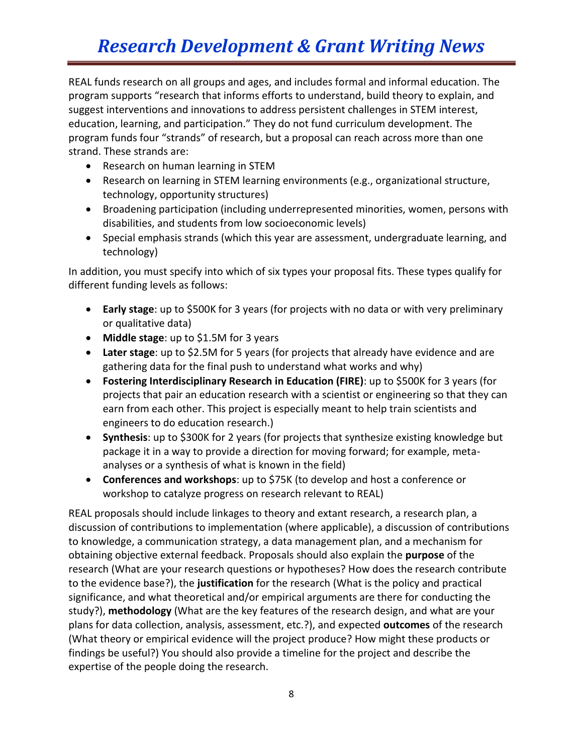REAL funds research on all groups and ages, and includes formal and informal education. The program supports "research that informs efforts to understand, build theory to explain, and suggest interventions and innovations to address persistent challenges in STEM interest, education, learning, and participation." They do not fund curriculum development. The program funds four "strands" of research, but a proposal can reach across more than one strand. These strands are:

- Research on human learning in STEM
- Research on learning in STEM learning environments (e.g., organizational structure, technology, opportunity structures)
- Broadening participation (including underrepresented minorities, women, persons with disabilities, and students from low socioeconomic levels)
- Special emphasis strands (which this year are assessment, undergraduate learning, and technology)

In addition, you must specify into which of six types your proposal fits. These types qualify for different funding levels as follows:

- **Early stage**: up to $500K for 3 years (for projects with no data or with very preliminary or qualitative data)
- **Middle stage**: up to $1.5M for 3 years
- **Later stage**: up to $2.5M for 5 years (for projects that already have evidence and are gathering data for the final push to understand what works and why)
- **Fostering Interdisciplinary Research in Education (FIRE)**: up to $500K for 3 years (for projects that pair an education research with a scientist or engineering so that they can earn from each other. This project is especially meant to help train scientists and engineers to do education research.)
- **Synthesis**: up to $300K for 2 years (for projects that synthesize existing knowledge but package it in a way to provide a direction for moving forward; for example, meta-analyses or a synthesis of what is known in the field)
- **Conferences and workshops**: up to $75K (to develop and host a conference or workshop to catalyze progress on research relevant to REAL)

REAL proposals should include linkages to theory and extant research, a research plan, a discussion of contributions to implementation (where applicable), a discussion of contributions to knowledge, a communication strategy, a data management plan, and a mechanism for obtaining objective external feedback. Proposals should also explain the **purpose** of the research (What are your research questions or hypotheses? How does the research contribute to the evidence base?), the **justification** for the research (What is the policy and practical significance, and what theoretical and/or empirical arguments are there for conducting the study?), **methodology** (What are the key features of the research design, and what are your plans for data collection, analysis, assessment, etc.?), and expected **outcomes** of the research (What theory or empirical evidence will the project produce? How might these products or findings be useful?) You should also provide a timeline for the project and describe the expertise of the people doing the research.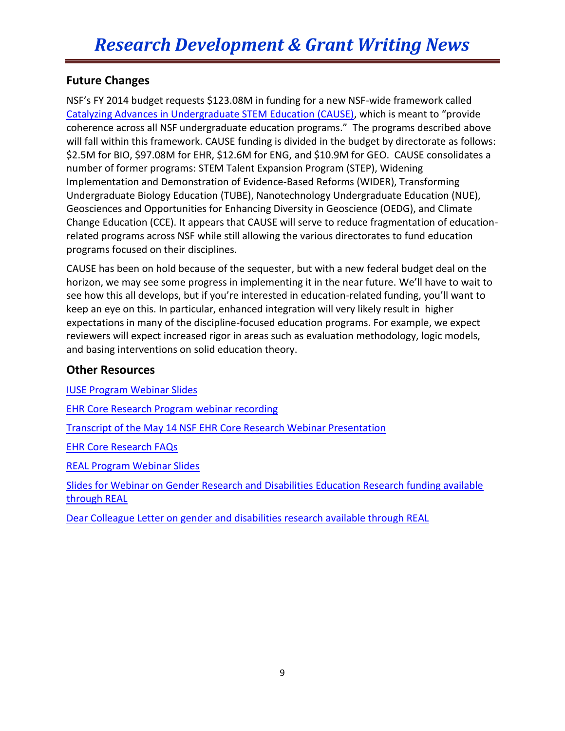## Future Changes

NSF's FY 2014 budget requests $123.08M in funding for a new NSF-wide framework called Catalyzing Advances in Undergraduate STEM Education (CAUSE), which is meant to "provide coherence across all NSF undergraduate education programs." The programs described above will fall within this framework. CAUSE funding is divided in the budget by directorate as follows: $2.5M for BIO, $97.08M for EHR, $12.6M for ENG, and $10.9M for GEO. CAUSE consolidates a number of former programs: STEM Talent Expansion Program (STEP), Widening Implementation and Demonstration of Evidence-Based Reforms (WIDER), Transforming Undergraduate Biology Education (TUBE), Nanotechnology Undergraduate Education (NUE), Geosciences and Opportunities for Enhancing Diversity in Geoscience (OEDG), and Climate Change Education (CCE). It appears that CAUSE will serve to reduce fragmentation of education-related programs across NSF while still allowing the various directorates to fund education programs focused on their disciplines.

CAUSE has been on hold because of the sequester, but with a new federal budget deal on the horizon, we may see some progress in implementing it in the near future. We'll have to wait to see how this all develops, but if you're interested in education-related funding, you'll want to keep an eye on this. In particular, enhanced integration will very likely result in higher expectations in many of the discipline-focused education programs. For example, we expect reviewers will expect increased rigor in areas such as evaluation methodology, logic models, and basing interventions on solid education theory.

## Other Resources

IUSE Program Webinar Slides

EHR Core Research Program webinar recording

Transcript of the May 14 NSF EHR Core Research Webinar Presentation

EHR Core Research FAQs

REAL Program Webinar Slides

Slides for Webinar on Gender Research and Disabilities Education Research funding available through REAL

Dear Colleague Letter on gender and disabilities research available through REAL